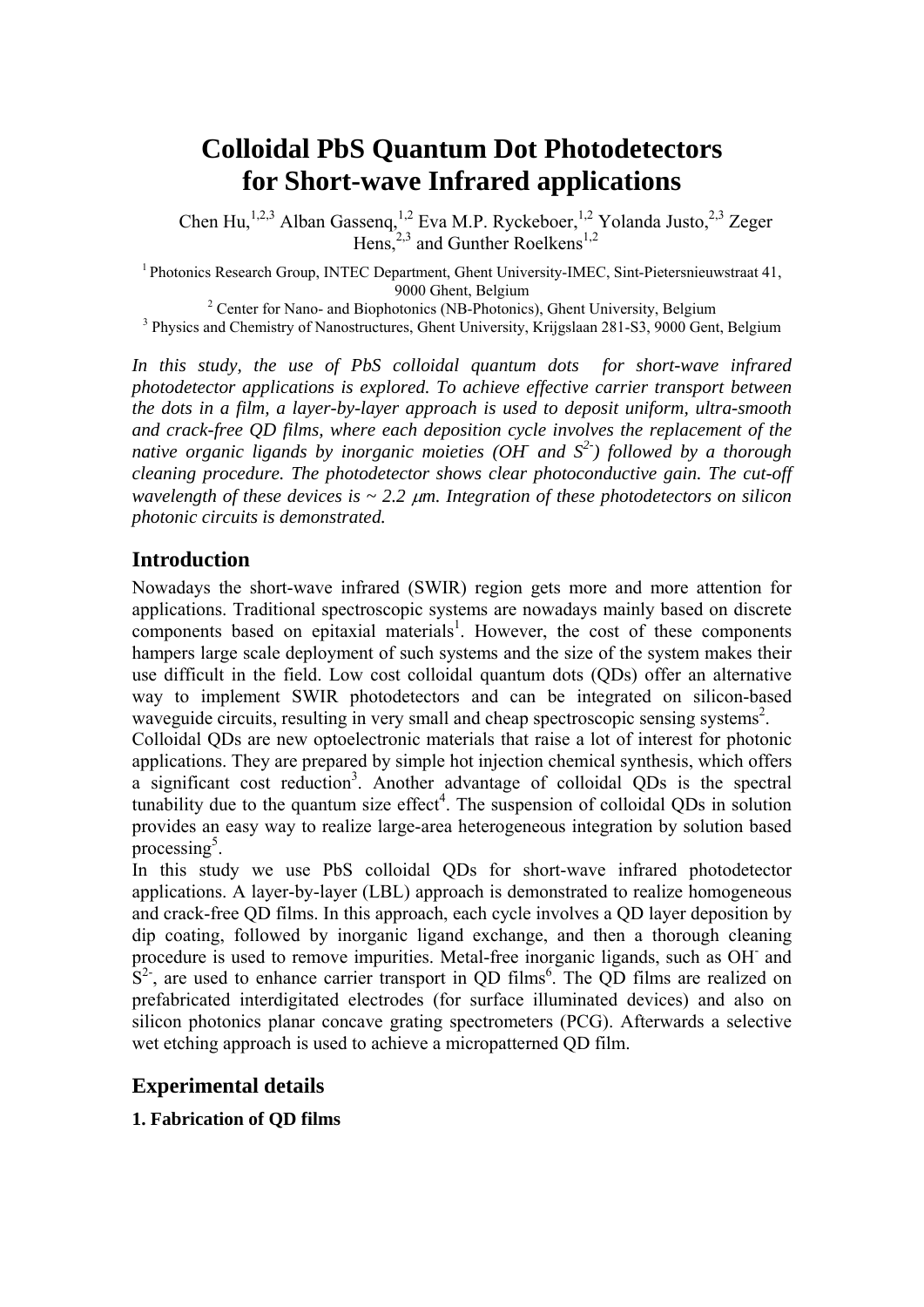# Colloidal PbS Quantum Dot Photodetectors for Short-wave Infrared applications

Chen Hu,[1,2,3] Alban Gassenq,[1,2] Eva M.P. Ryckeboer,[1,2] Yolanda Justo,[2,3] Zeger Hens,[2,3] and Gunther Roelkens[1,2]

[1] Photonics Research Group, INTEC Department, Ghent University-IMEC, Sint-Pietersnieuwstraat 41, 9000 Ghent, Belgium

[2] Center for Nano- and Biophotonics (NB-Photonics), Ghent University, Belgium

[3] Physics and Chemistry of Nanostructures, Ghent University, Krijgslaan 281-S3, 9000 Gent, Belgium

*In this study, the use of PbS colloidal quantum dots for short-wave infrared photodetector applications is explored. To achieve effective carrier transport between the dots in a film, a layer-by-layer approach is used to deposit uniform, ultra-smooth and crack-free QD films, where each deposition cycle involves the replacement of the native organic ligands by inorganic moieties ($OH^-$ and $S^{2-}$) followed by a thorough cleaning procedure. The photodetector shows clear photoconductive gain. The cut-off wavelength of these devices is ~ 2.2 $\mu$m. Integration of these photodetectors on silicon photonic circuits is demonstrated.*

## Introduction

Nowadays the short-wave infrared (SWIR) region gets more and more attention for applications. Traditional spectroscopic systems are nowadays mainly based on discrete components based on epitaxial materials[1]. However, the cost of these components hampers large scale deployment of such systems and the size of the system makes their use difficult in the field. Low cost colloidal quantum dots (QDs) offer an alternative way to implement SWIR photodetectors and can be integrated on silicon-based waveguide circuits, resulting in very small and cheap spectroscopic sensing systems[2].

Colloidal QDs are new optoelectronic materials that raise a lot of interest for photonic applications. They are prepared by simple hot injection chemical synthesis, which offers a significant cost reduction[3]. Another advantage of colloidal QDs is the spectral tunability due to the quantum size effect[4]. The suspension of colloidal QDs in solution provides an easy way to realize large-area heterogeneous integration by solution based processing[5].

In this study we use PbS colloidal QDs for short-wave infrared photodetector applications. A layer-by-layer (LBL) approach is demonstrated to realize homogeneous and crack-free QD films. In this approach, each cycle involves a QD layer deposition by dip coating, followed by inorganic ligand exchange, and then a thorough cleaning procedure is used to remove impurities. Metal-free inorganic ligands, such as $OH^-$ and $S^{2-}$, are used to enhance carrier transport in QD films[6]. The QD films are realized on prefabricated interdigitated electrodes (for surface illuminated devices) and also on silicon photonics planar concave grating spectrometers (PCG). Afterwards a selective wet etching approach is used to achieve a micropatterned QD film.

## Experimental details

### 1. Fabrication of QD films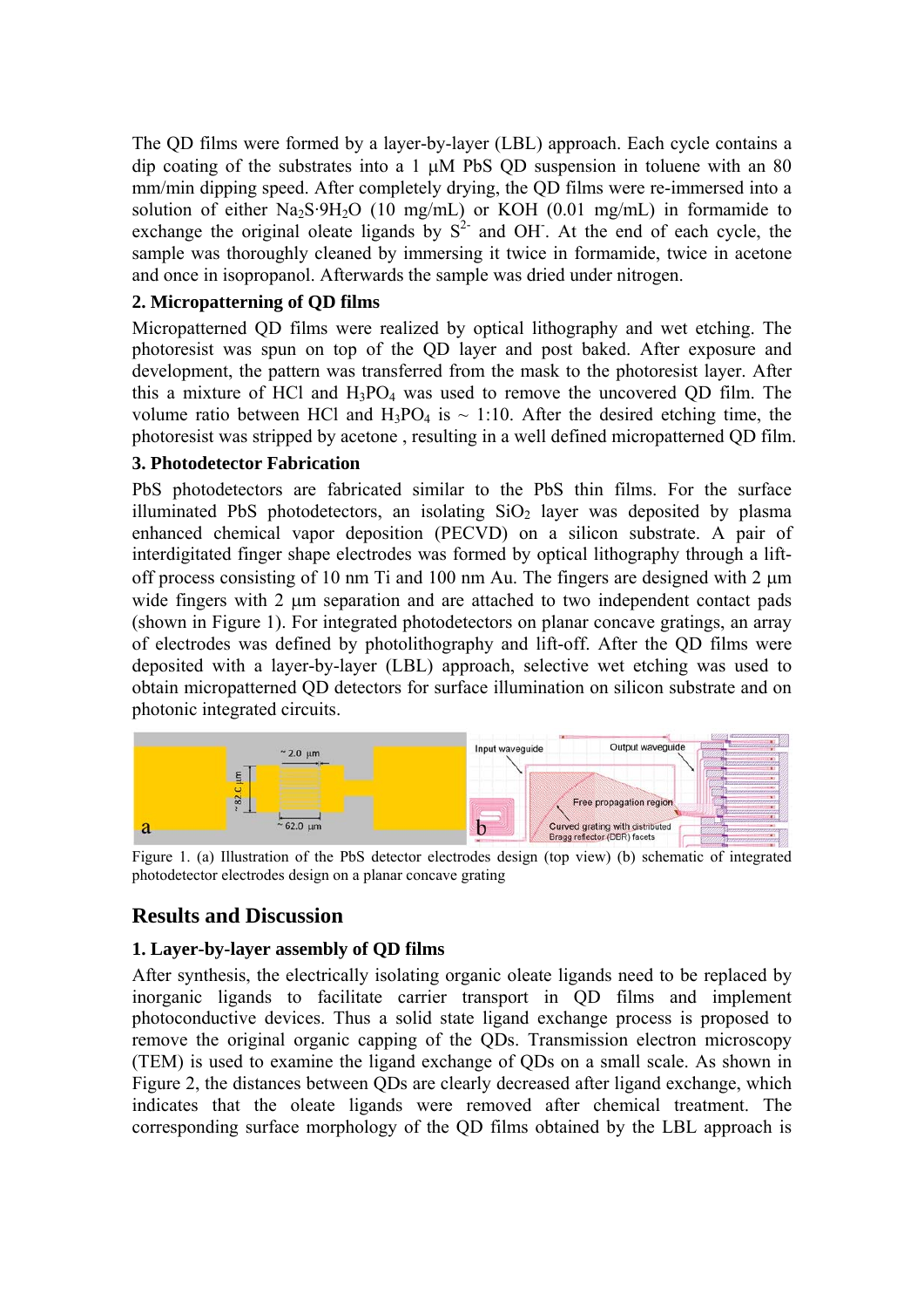The QD films were formed by a layer-by-layer (LBL) approach. Each cycle contains a dip coating of the substrates into a 1 μM PbS QD suspension in toluene with an 80 mm/min dipping speed. After completely drying, the QD films were re-immersed into a solution of either $Na_2S{\cdot}9H_2O$ (10 mg/mL) or KOH (0.01 mg/mL) in formamide to exchange the original oleate ligands by $S^{2-}$ and $OH^-$. At the end of each cycle, the sample was thoroughly cleaned by immersing it twice in formamide, twice in acetone and once in isopropanol. Afterwards the sample was dried under nitrogen.

### 2. Micropatterning of QD films

Micropatterned QD films were realized by optical lithography and wet etching. The photoresist was spun on top of the QD layer and post baked. After exposure and development, the pattern was transferred from the mask to the photoresist layer. After this a mixture of HCl and $H_3PO_4$ was used to remove the uncovered QD film. The volume ratio between HCl and $H_3PO_4$ is ~ 1:10. After the desired etching time, the photoresist was stripped by acetone , resulting in a well defined micropatterned QD film.

### 3. Photodetector Fabrication

PbS photodetectors are fabricated similar to the PbS thin films. For the surface illuminated PbS photodetectors, an isolating $SiO_2$ layer was deposited by plasma enhanced chemical vapor deposition (PECVD) on a silicon substrate. A pair of interdigitated finger shape electrodes was formed by optical lithography through a lift-off process consisting of 10 nm Ti and 100 nm Au. The fingers are designed with 2 μm wide fingers with 2 μm separation and are attached to two independent contact pads (shown in Figure 1). For integrated photodetectors on planar concave gratings, an array of electrodes was defined by photolithography and lift-off. After the QD films were deposited with a layer-by-layer (LBL) approach, selective wet etching was used to obtain micropatterned QD detectors for surface illumination on silicon substrate and on photonic integrated circuits.

Figure 1. (a) Illustration of the PbS detector electrodes design (top view) (b) schematic of integrated photodetector electrodes design on a planar concave grating

## Results and Discussion

### 1. Layer-by-layer assembly of QD films

After synthesis, the electrically isolating organic oleate ligands need to be replaced by inorganic ligands to facilitate carrier transport in QD films and implement photoconductive devices. Thus a solid state ligand exchange process is proposed to remove the original organic capping of the QDs. Transmission electron microscopy (TEM) is used to examine the ligand exchange of QDs on a small scale. As shown in Figure 2, the distances between QDs are clearly decreased after ligand exchange, which indicates that the oleate ligands were removed after chemical treatment. The corresponding surface morphology of the QD films obtained by the LBL approach is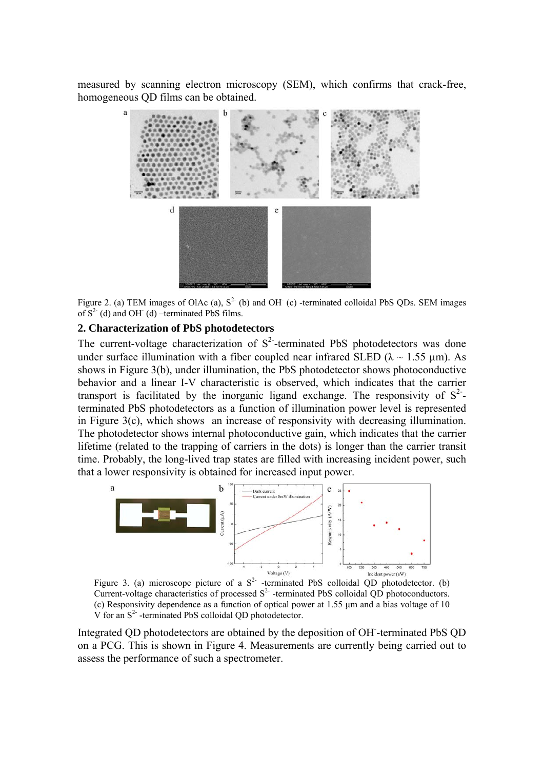measured by scanning electron microscopy (SEM), which confirms that crack-free, homogeneous QD films can be obtained.

Figure 2. (a) TEM images of OlAc (a), $S^{2-}$ (b) and $OH^{-}$ (c) -terminated colloidal PbS QDs. SEM images of $S^{2-}$ (d) and $OH^{-}$ (d) –terminated PbS films.

## 2. Characterization of PbS photodetectors

The current-voltage characterization of $S^{2-}$-terminated PbS photodetectors was done under surface illumination with a fiber coupled near infrared SLED ($\lambda \sim 1.55$ µm). As shows in Figure 3(b), under illumination, the PbS photodetector shows photoconductive behavior and a linear I-V characteristic is observed, which indicates that the carrier transport is facilitated by the inorganic ligand exchange. The responsivity of $S^{2-}$-terminated PbS photodetectors as a function of illumination power level is represented in Figure 3(c), which shows an increase of responsivity with decreasing illumination. The photodetector shows internal photoconductive gain, which indicates that the carrier lifetime (related to the trapping of carriers in the dots) is longer than the carrier transit time. Probably, the long-lived trap states are filled with increasing incident power, such that a lower responsivity is obtained for increased input power.

Figure 3. (a) microscope picture of a $S^{2-}$ -terminated PbS colloidal QD photodetector. (b) Current-voltage characteristics of processed $S^{2-}$ -terminated PbS colloidal QD photoconductors. (c) Responsivity dependence as a function of optical power at 1.55 µm and a bias voltage of 10 V for an $S^{2-}$ -terminated PbS colloidal QD photodetector.

Integrated QD photodetectors are obtained by the deposition of $OH^{-}$-terminated PbS QD on a PCG. This is shown in Figure 4. Measurements are currently being carried out to assess the performance of such a spectrometer.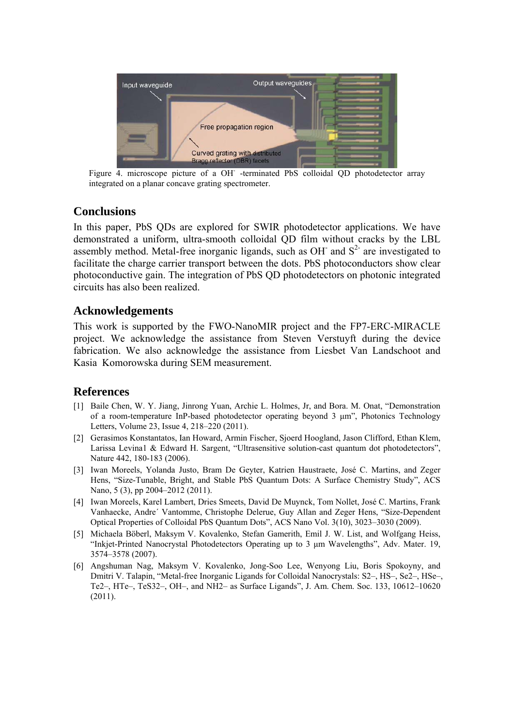Input waveguide

Output waveguides

Free propagation region

Curved grating with distributed Bragg reflector (DBR) facets

Figure 4. microscope picture of a $OH^-$ -terminated PbS colloidal QD photodetector array integrated on a planar concave grating spectrometer.

## Conclusions

In this paper, PbS QDs are explored for SWIR photodetector applications. We have demonstrated a uniform, ultra-smooth colloidal QD film without cracks by the LBL assembly method. Metal-free inorganic ligands, such as $OH^-$ and $S^{2-}$ are investigated to facilitate the charge carrier transport between the dots. PbS photoconductors show clear photoconductive gain. The integration of PbS QD photodetectors on photonic integrated circuits has also been realized.

## Acknowledgements

This work is supported by the FWO-NanoMIR project and the FP7-ERC-MIRACLE project. We acknowledge the assistance from Steven Verstuyft during the device fabrication. We also acknowledge the assistance from Liesbet Van Landschoot and Kasia Komorowska during SEM measurement.

## References

[1] Baile Chen, W. Y. Jiang, Jinrong Yuan, Archie L. Holmes, Jr, and Bora. M. Onat, "Demonstration of a room-temperature InP-based photodetector operating beyond 3 μm", Photonics Technology Letters, Volume 23, Issue 4, 218–220 (2011).

[2] Gerasimos Konstantatos, Ian Howard, Armin Fischer, Sjoerd Hoogland, Jason Clifford, Ethan Klem, Larissa Levina1 & Edward H. Sargent, "Ultrasensitive solution-cast quantum dot photodetectors", Nature 442, 180-183 (2006).

[3] Iwan Moreels, Yolanda Justo, Bram De Geyter, Katrien Haustraete, José C. Martins, and Zeger Hens, "Size-Tunable, Bright, and Stable PbS Quantum Dots: A Surface Chemistry Study", ACS Nano, 5 (3), pp 2004–2012 (2011).

[4] Iwan Moreels, Karel Lambert, Dries Smeets, David De Muynck, Tom Nollet, José C. Martins, Frank Vanhaecke, Andre´ Vantomme, Christophe Delerue, Guy Allan and Zeger Hens, "Size-Dependent Optical Properties of Colloidal PbS Quantum Dots", ACS Nano Vol. 3(10), 3023–3030 (2009).

[5] Michaela Böberl, Maksym V. Kovalenko, Stefan Gamerith, Emil J. W. List, and Wolfgang Heiss, "Inkjet-Printed Nanocrystal Photodetectors Operating up to 3 μm Wavelengths", Adv. Mater. 19, 3574–3578 (2007).

[6] Angshuman Nag, Maksym V. Kovalenko, Jong-Soo Lee, Wenyong Liu, Boris Spokoyny, and Dmitri V. Talapin, "Metal-free Inorganic Ligands for Colloidal Nanocrystals: S2–, HS–, Se2–, HSe–, Te2–, HTe–, TeS32–, OH–, and NH2– as Surface Ligands", J. Am. Chem. Soc. 133, 10612–10620 (2011).